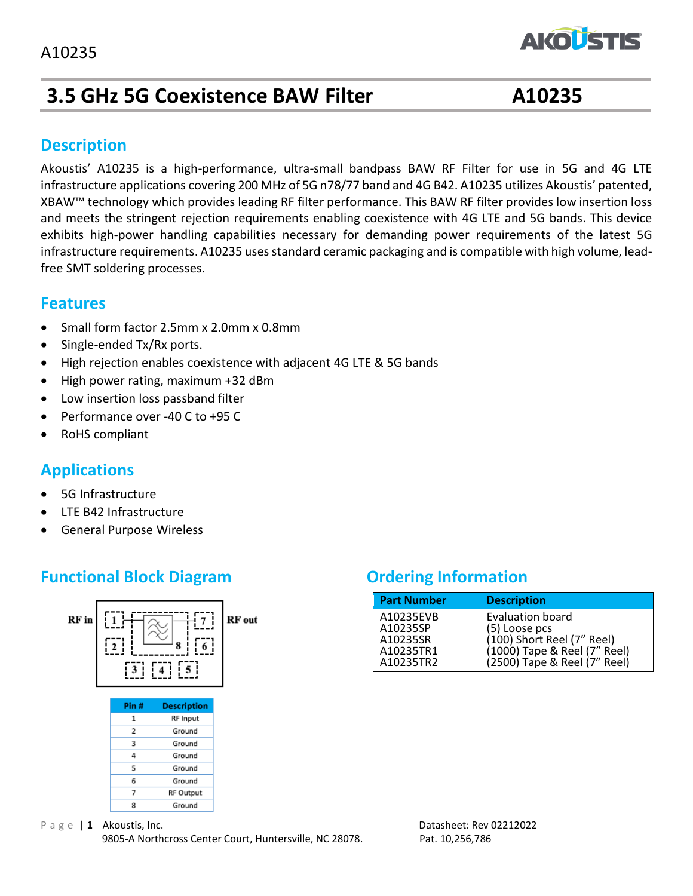# 3.5 GHz 5G Coexistence BAW Filter A10235

## Description

Akoustis' A10235 is a high-performance, ultra-small bandpass BAW RF Filter for use in 5G and 4G LTE infrastructure applications covering 200 MHz of 5G n78/77 band and 4G B42. A10235 utilizes Akoustis' patented, XBAW™ technology which provides leading RF filter performance. This BAW RF filter provides low insertion loss and meets the stringent rejection requirements enabling coexistence with 4G LTE and 5G bands. This device exhibits high-power handling capabilities necessary for demanding power requirements of the latest 5G infrastructure requirements. A10235 uses standard ceramic packaging and is compatible with high volume, lead-free SMT soldering processes.

## Features

- Small form factor 2.5mm x 2.0mm x 0.8mm
- Single-ended Tx/Rx ports.
- High rejection enables coexistence with adjacent 4G LTE & 5G bands
- High power rating, maximum +32 dBm
- Low insertion loss passband filter
- Performance over -40 C to +95 C
- RoHS compliant

## Applications

- 5G Infrastructure
- LTE B42 Infrastructure
- General Purpose Wireless

## Functional Block Diagram

RF in — 1, 2, 3, 4, 5, 6, 7, 8 — RF out

| Pin # | Description |
|---|---|
| 1 | RF Input |
| 2 | Ground |
| 3 | Ground |
| 4 | Ground |
| 5 | Ground |
| 6 | Ground |
| 7 | RF Output |
| 8 | Ground |

## Ordering Information

| Part Number | Description |
|---|---|
| A10235EVB | Evaluation board |
| A10235SP | (5) Loose pcs |
| A10235SR | (100) Short Reel (7" Reel) |
| A10235TR1 | (1000) Tape & Reel (7" Reel) |
| A10235TR2 | (2500) Tape & Reel (7" Reel) |

Akoustis, Inc.
9805-A Northcross Center Court, Huntersville, NC 28078.

Datasheet: Rev 02212022
Pat. 10,256,786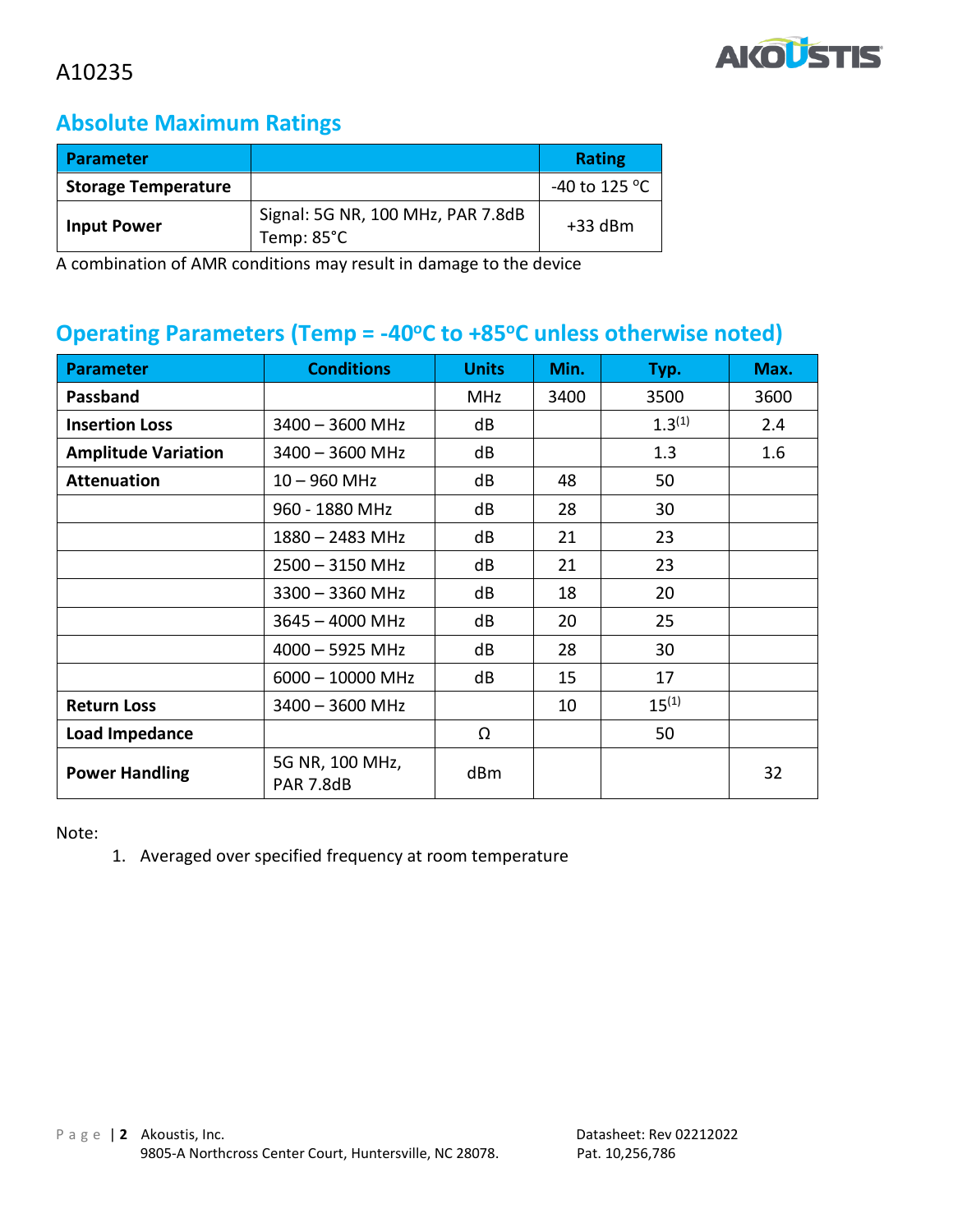A10235

## Absolute Maximum Ratings

| Parameter | | Rating |
|---|---|---|
| **Storage Temperature** | | -40 to 125 °C |
| **Input Power** | Signal: 5G NR, 100 MHz, PAR 7.8dB<br>Temp: 85°C | +33 dBm |

A combination of AMR conditions may result in damage to the device

## Operating Parameters (Temp = -40°C to +85°C unless otherwise noted)

| Parameter | Conditions | Units | Min. | Typ. | Max. |
|---|---|---|---|---|---|
| **Passband** | | MHz | 3400 | 3500 | 3600 |
| **Insertion Loss** | 3400 – 3600 MHz | dB | | 1.3(1) | 2.4 |
| **Amplitude Variation** | 3400 – 3600 MHz | dB | | 1.3 | 1.6 |
| **Attenuation** | 10 – 960 MHz | dB | 48 | 50 | |
| | 960 - 1880 MHz | dB | 28 | 30 | |
| | 1880 – 2483 MHz | dB | 21 | 23 | |
| | 2500 – 3150 MHz | dB | 21 | 23 | |
| | 3300 – 3360 MHz | dB | 18 | 20 | |
| | 3645 – 4000 MHz | dB | 20 | 25 | |
| | 4000 – 5925 MHz | dB | 28 | 30 | |
| | 6000 – 10000 MHz | dB | 15 | 17 | |
| **Return Loss** | 3400 – 3600 MHz | | 10 | 15(1) | |
| **Load Impedance** | | Ω | | 50 | |
| **Power Handling** | 5G NR, 100 MHz, PAR 7.8dB | dBm | | | 32 |

Note:

1. Averaged over specified frequency at room temperature

Akoustis, Inc.
9805-A Northcross Center Court, Huntersville, NC 28078.

Datasheet: Rev 02212022
Pat. 10,256,786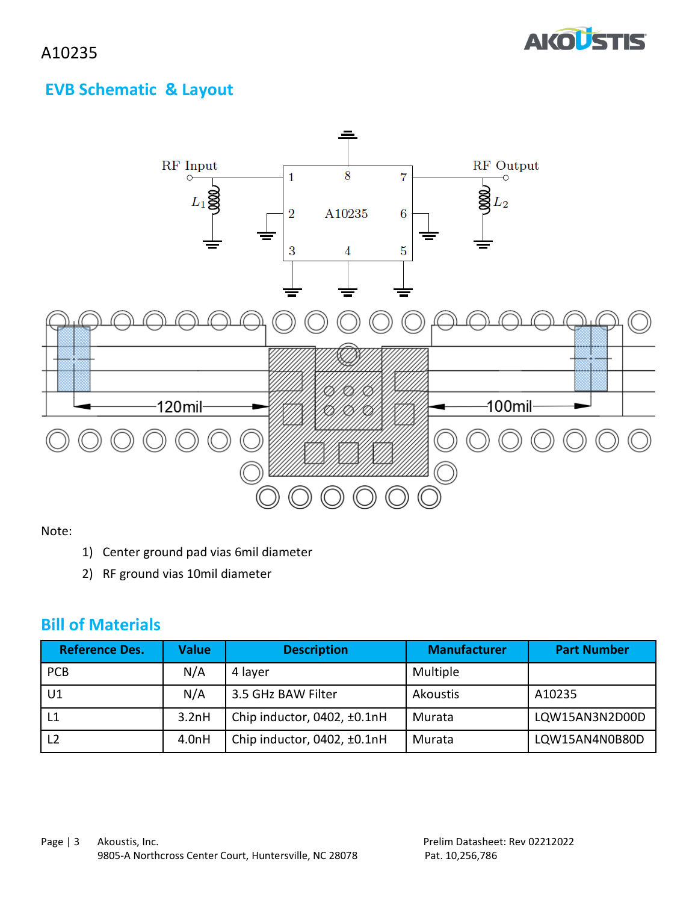A10235

## EVB Schematic & Layout

Note:

1) Center ground pad vias 6mil diameter
2) RF ground vias 10mil diameter

## Bill of Materials

| Reference Des. | Value | Description | Manufacturer | Part Number |
|---|---|---|---|---|
| PCB | N/A | 4 layer | Multiple | |
| U1 | N/A | 3.5 GHz BAW Filter | Akoustis | A10235 |
| L1 | 3.2nH | Chip inductor, 0402, ±0.1nH | Murata | LQW15AN3N2D00D |
| L2 | 4.0nH | Chip inductor, 0402, ±0.1nH | Murata | LQW15AN4N0B80D |

Akoustis, Inc.
9805-A Northcross Center Court, Huntersville, NC 28078

Prelim Datasheet: Rev 02212022
Pat. 10,256,786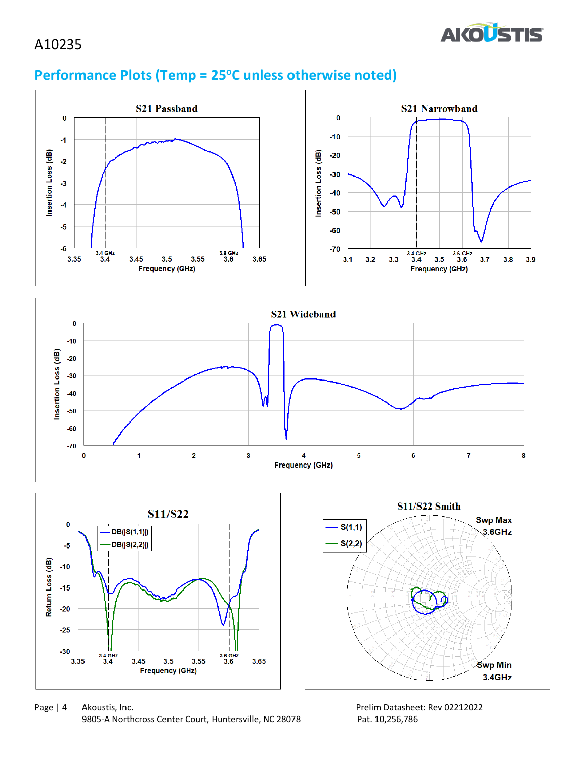# Performance Plots (Temp = 25°C unless otherwise noted)

S21 Passband

S21 Narrowband

S21 Wideband

S11/S22

S11/S22 Smith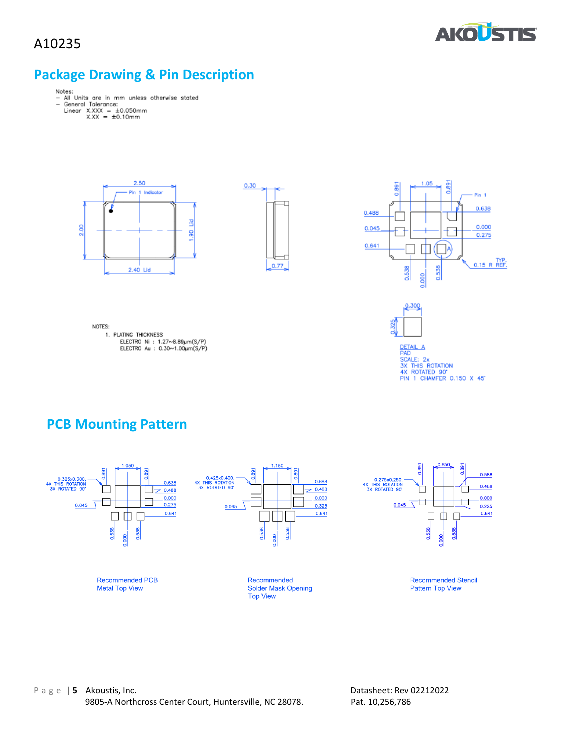## Package Drawing & Pin Description

Notes:
- All Units are in mm unless otherwise stated
- General Tolerance:
  Linear X.XXX = ±0.050mm
  X.XX = ±0.10mm

NOTES:
1. PLATING THICKNESS
   ELECTRO Ni : 1.27~8.89μm(S/P)
   ELECTRO Au : 0.30~1.00μm(S/P)

DETAIL A
PAD
SCALE: 2x
3X THIS ROTATION
4X ROTATED 90°
PIN 1 CHAMFER 0.150 X 45°

## PCB Mounting Pattern

Recommended PCB Metal Top View

Recommended Solder Mask Opening Top View

Recommended Stencil Pattern Top View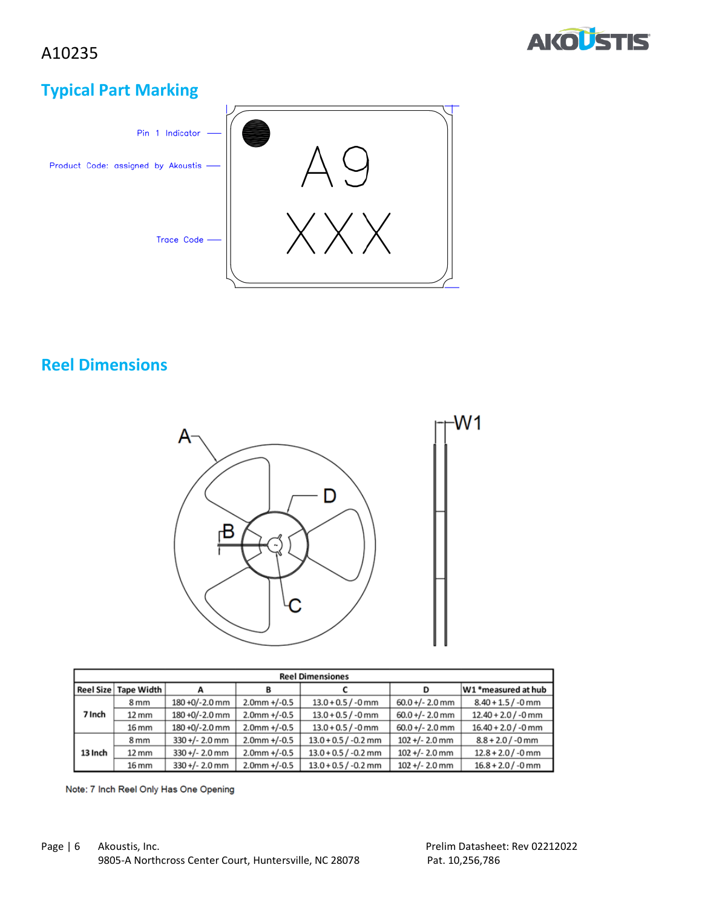A10235

## Typical Part Marking

Pin 1 Indicator

Product Code: assigned by Akoustis

Trace Code

A9

XXX

## Reel Dimensions

| Reel Dimensiones | | | | | | |
|---|---|---|---|---|---|---|
| Reel Size | Tape Width | A | B | C | D | W1 *measured at hub |
| 7 Inch | 8 mm | 180 +0/-2.0 mm | 2.0mm +/-0.5 | 13.0 + 0.5 / -0 mm | 60.0 +/- 2.0 mm | 8.40 + 1.5 / -0 mm |
| | 12 mm | 180 +0/-2.0 mm | 2.0mm +/-0.5 | 13.0 + 0.5 / -0 mm | 60.0 +/- 2.0 mm | 12.40 + 2.0 / -0 mm |
| | 16 mm | 180 +0/-2.0 mm | 2.0mm +/-0.5 | 13.0 + 0.5 / -0 mm | 60.0 +/- 2.0 mm | 16.40 + 2.0 / -0 mm |
| 13 Inch | 8 mm | 330 +/- 2.0 mm | 2.0mm +/-0.5 | 13.0 + 0.5 / -0.2 mm | 102 +/- 2.0 mm | 8.8 + 2.0 / -0 mm |
| | 12 mm | 330 +/- 2.0 mm | 2.0mm +/-0.5 | 13.0 + 0.5 / -0.2 mm | 102 +/- 2.0 mm | 12.8 + 2.0 / -0 mm |
| | 16 mm | 330 +/- 2.0 mm | 2.0mm +/-0.5 | 13.0 + 0.5 / -0.2 mm | 102 +/- 2.0 mm | 16.8 + 2.0 / -0 mm |

Note: 7 Inch Reel Only Has One Opening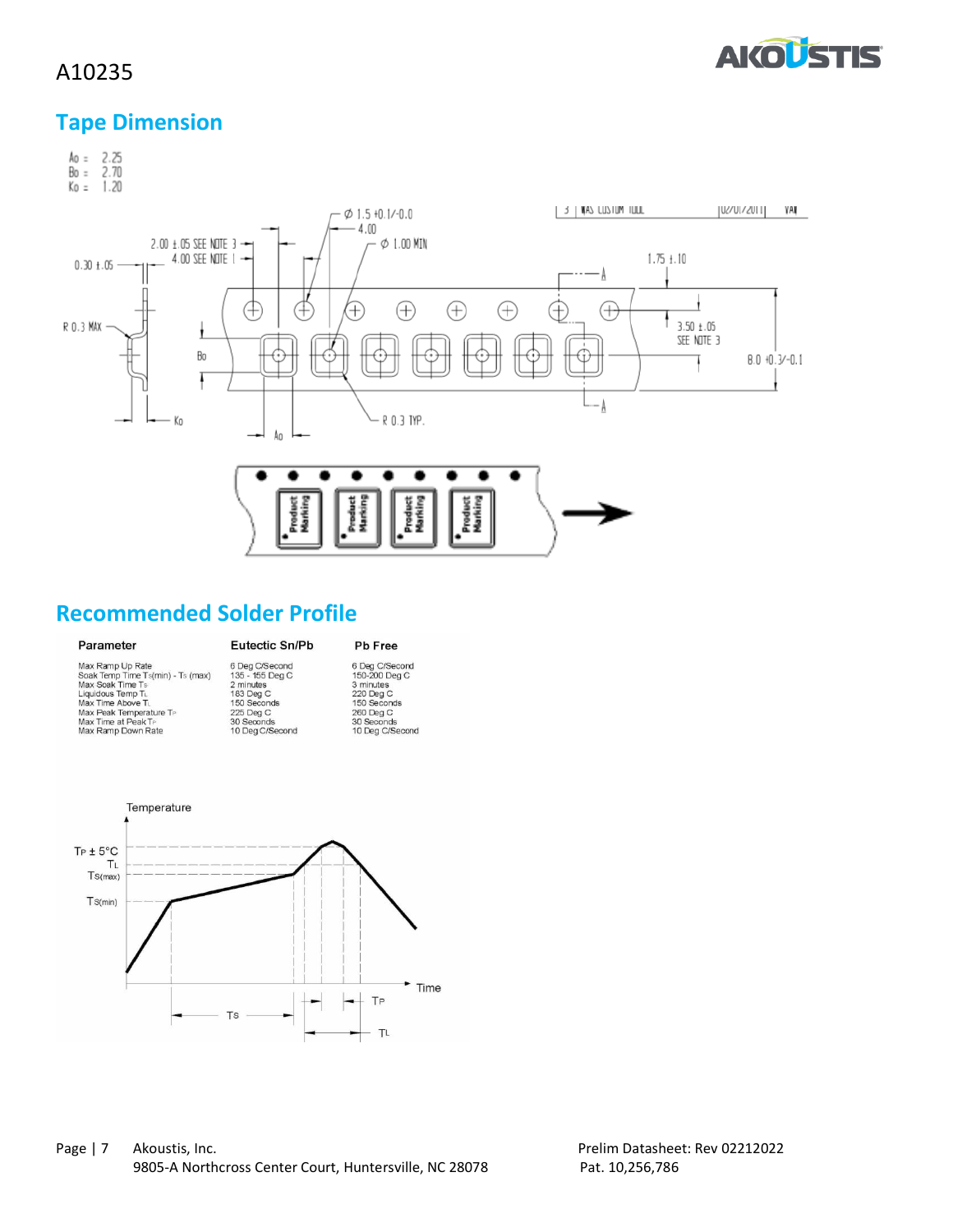A10235

## Tape Dimension

Ao = 2.25
Bo = 2.70
Ko = 1.20

## Recommended Solder Profile

| Parameter | Eutectic Sn/Pb | Pb Free |
|---|---|---|
| Max Ramp Up Rate | 6 Deg C/Second | 6 Deg C/Second |
| Soak Temp Time $T_S$(min) - $T_S$ (max) | 135 - 155 Deg C | 150-200 Deg C |
| Max Soak Time $T_S$ | 2 minutes | 3 minutes |
| Liquidous Temp $T_L$ | 183 Deg C | 220 Deg C |
| Max Time Above $T_L$ | 150 Seconds | 150 Seconds |
| Max Peak Temperature $T_P$ | 225 Deg C | 260 Deg C |
| Max Time at Peak $T_P$ | 30 Seconds | 30 Seconds |
| Max Ramp Down Rate | 10 Deg C/Second | 10 Deg C/Second |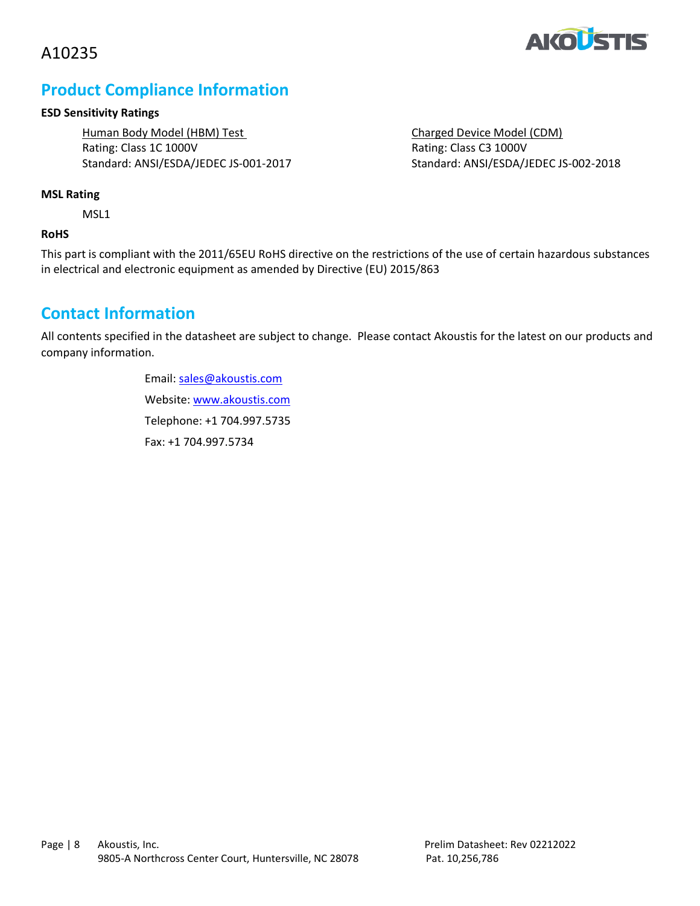## Product Compliance Information

**ESD Sensitivity Ratings**

Human Body Model (HBM) Test
Rating: Class 1C 1000V
Standard: ANSI/ESDA/JEDEC JS-001-2017

Charged Device Model (CDM)
Rating: Class C3 1000V
Standard: ANSI/ESDA/JEDEC JS-002-2018

**MSL Rating**

MSL1

**RoHS**

This part is compliant with the 2011/65EU RoHS directive on the restrictions of the use of certain hazardous substances in electrical and electronic equipment as amended by Directive (EU) 2015/863

## Contact Information

All contents specified in the datasheet are subject to change. Please contact Akoustis for the latest on our products and company information.

Email: sales@akoustis.com

Website: www.akoustis.com

Telephone: +1 704.997.5735

Fax: +1 704.997.5734